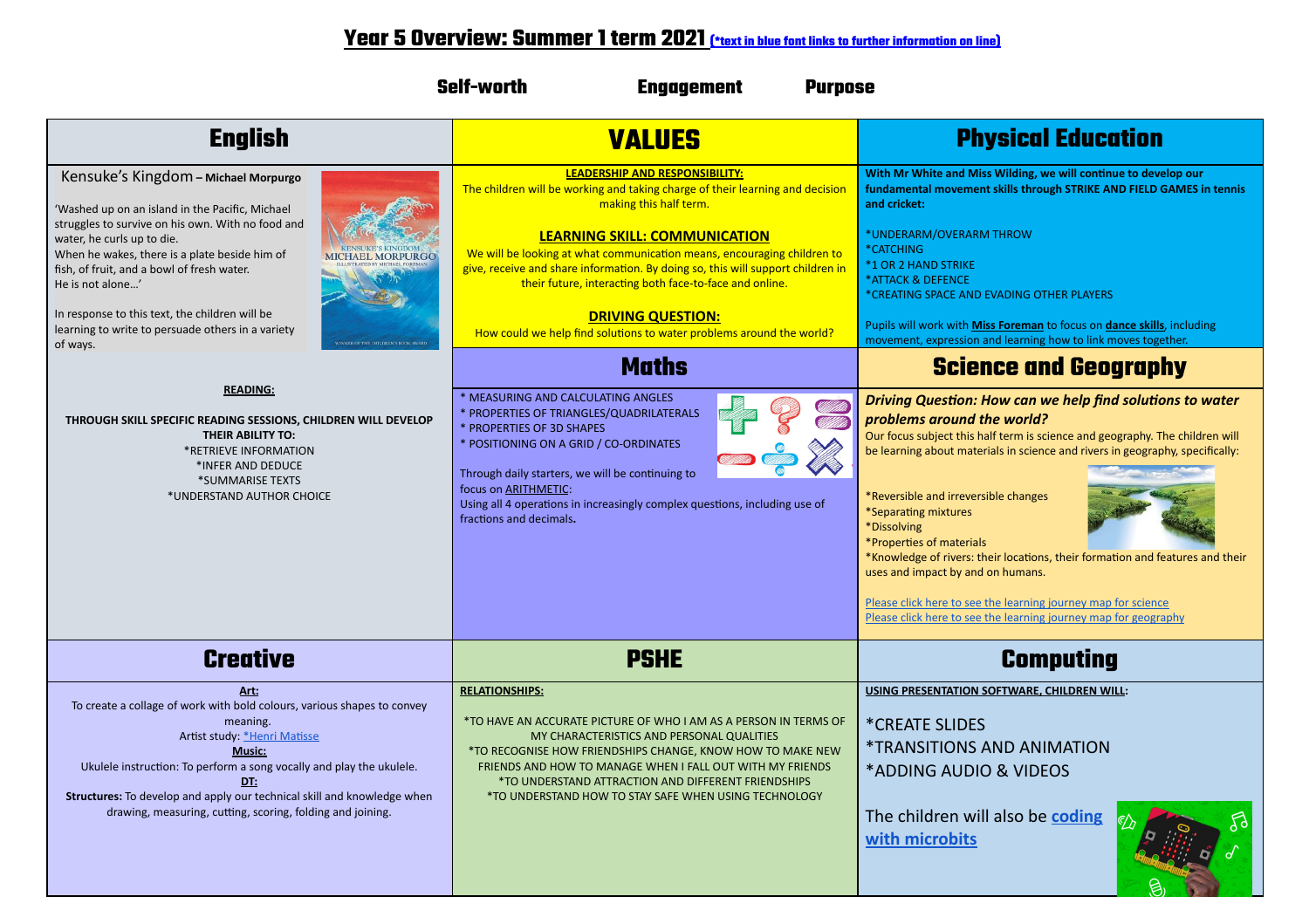# Year 5 Overview: Summer 1 term 2021 (*text in blue font links to further information on line)

**Self-worth** **Engagement** **Purpose**

## English

Kensuke's Kingdom – **Michael Morpurgo**

'Washed up on an island in the Pacific, Michael struggles to survive on his own. With no food and water, he curls up to die.
When he wakes, there is a plate beside him of fish, of fruit, and a bowl of fresh water.
He is not alone…'

In response to this text, the children will be learning to write to persuade others in a variety of ways.

**READING:**

**THROUGH SKILL SPECIFIC READING SESSIONS, CHILDREN WILL DEVELOP THEIR ABILITY TO:**

*RETRIEVE INFORMATION
*INFER AND DEDUCE
*SUMMARISE TEXTS
*UNDERSTAND AUTHOR CHOICE

## VALUES

**LEADERSHIP AND RESPONSIBILITY:**
The children will be working and taking charge of their learning and decision making this half term.

**LEARNING SKILL: COMMUNICATION**
We will be looking at what communication means, encouraging children to give, receive and share information. By doing so, this will support children in their future, interacting both face-to-face and online.

**DRIVING QUESTION:**
How could we help find solutions to water problems around the world?

## Physical Education

**With Mr White and Miss Wilding, we will continue to develop our fundamental movement skills through STRIKE AND FIELD GAMES in tennis and cricket:**

*UNDERARM/OVERARM THROW
*CATCHING
*1 OR 2 HAND STRIKE
*ATTACK & DEFENCE
*CREATING SPACE AND EVADING OTHER PLAYERS

Pupils will work with **Miss Foreman** to focus on **dance skills**, including movement, expression and learning how to link moves together.

## Maths

* MEASURING AND CALCULATING ANGLES
* PROPERTIES OF TRIANGLES/QUADRILATERALS
* PROPERTIES OF 3D SHAPES
* POSITIONING ON A GRID / CO-ORDINATES

Through daily starters, we will be continuing to focus on ARITHMETIC:
Using all 4 operations in increasingly complex questions, including use of fractions and decimals.

## Science and Geography

***Driving Question: How can we help find solutions to water problems around the world?***

Our focus subject this half term is science and geography. The children will be learning about materials in science and rivers in geography, specifically:

*Reversible and irreversible changes
*Separating mixtures
*Dissolving
*Properties of materials
*Knowledge of rivers: their locations, their formation and features and their uses and impact by and on humans.

Please click here to see the learning journey map for science
Please click here to see the learning journey map for geography

## Creative

**Art:**
To create a collage of work with bold colours, various shapes to convey meaning.
Artist study: *Henri Matisse

**Music:**
Ukulele instruction: To perform a song vocally and play the ukulele.

**DT:**
**Structures:** To develop and apply our technical skill and knowledge when drawing, measuring, cutting, scoring, folding and joining.

## PSHE

**RELATIONSHIPS:**

*TO HAVE AN ACCURATE PICTURE OF WHO I AM AS A PERSON IN TERMS OF MY CHARACTERISTICS AND PERSONAL QUALITIES
*TO RECOGNISE HOW FRIENDSHIPS CHANGE, KNOW HOW TO MAKE NEW FRIENDS AND HOW TO MANAGE WHEN I FALL OUT WITH MY FRIENDS
*TO UNDERSTAND ATTRACTION AND DIFFERENT FRIENDSHIPS
*TO UNDERSTAND HOW TO STAY SAFE WHEN USING TECHNOLOGY

## Computing

**USING PRESENTATION SOFTWARE, CHILDREN WILL:**

*CREATE SLIDES
*TRANSITIONS AND ANIMATION
*ADDING AUDIO & VIDEOS

The children will also be **coding with microbits**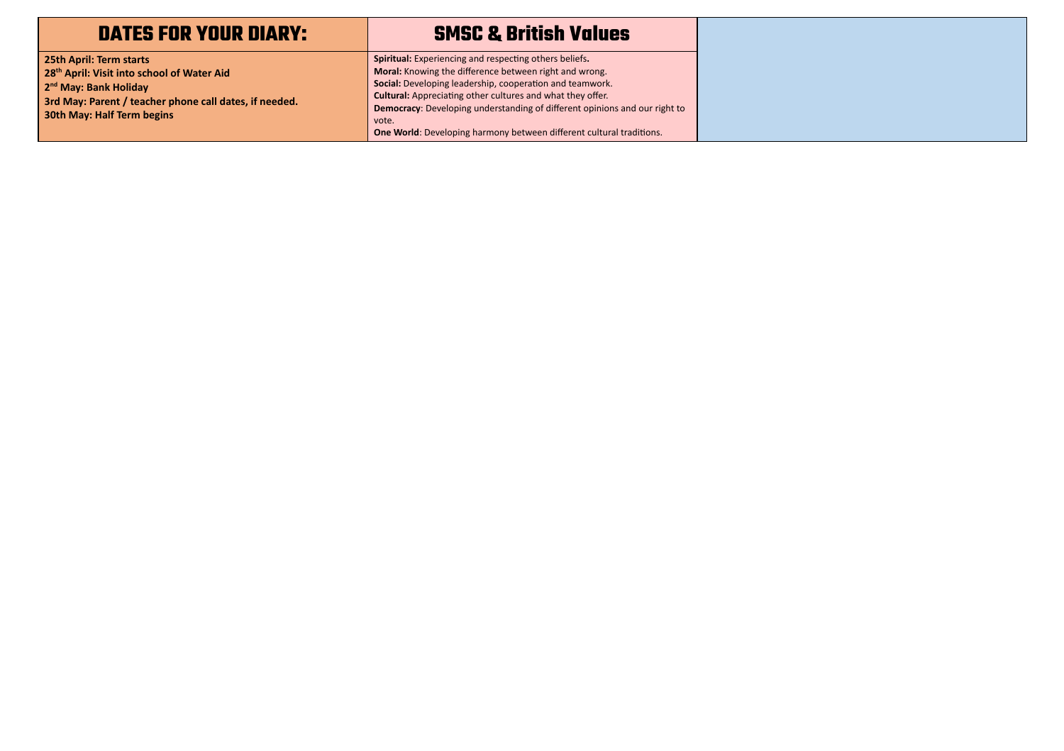## DATES FOR YOUR DIARY:

**25th April: Term starts**
**28th April: Visit into school of Water Aid**
**2nd May: Bank Holiday**
**3rd May: Parent / teacher phone call dates, if needed.**
**30th May: Half Term begins**

## SMSC & British Values

**Spiritual:** Experiencing and respecting others beliefs**.**
**Moral:** Knowing the difference between right and wrong.
**Social:** Developing leadership, cooperation and teamwork.
**Cultural:** Appreciating other cultures and what they offer.
**Democracy**: Developing understanding of different opinions and our right to vote.
**One World**: Developing harmony between different cultural traditions.